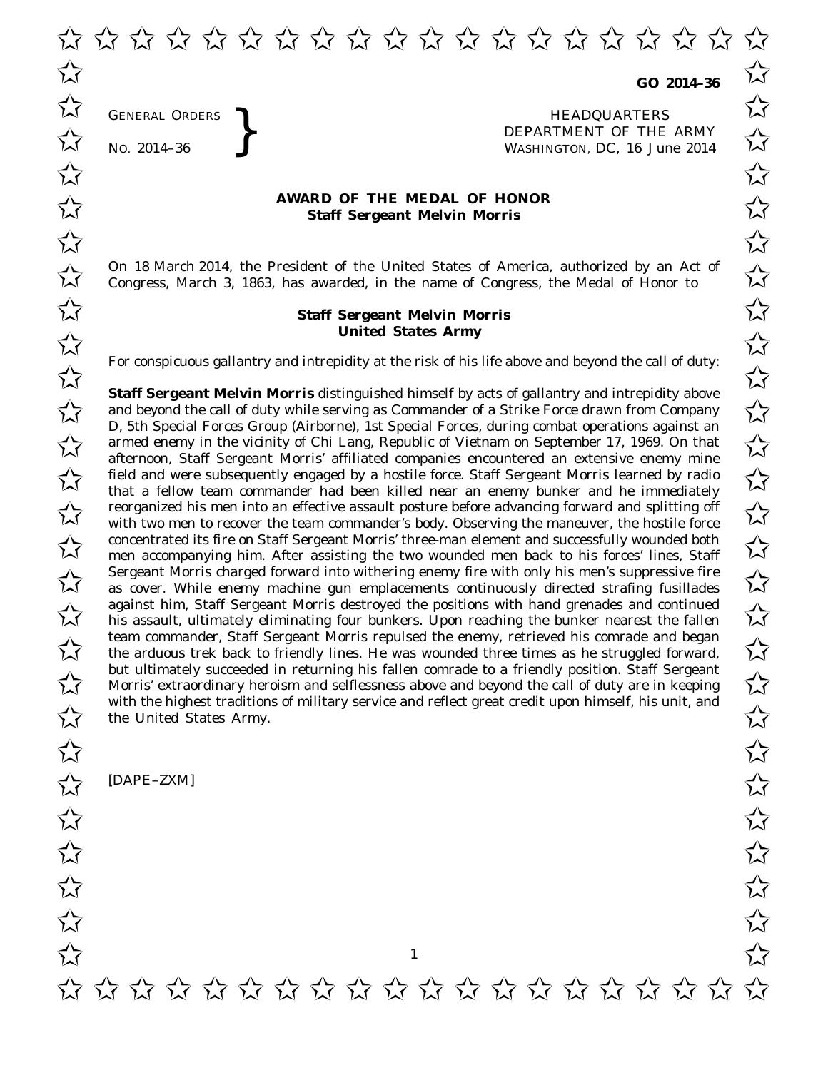**GO 2014–36**

GENERAL ORDERS
NO. 2014–36

HEADQUARTERS
DEPARTMENT OF THE ARMY
WASHINGTON, DC, 16 June 2014

**AWARD OF THE MEDAL OF HONOR**
**Staff Sergeant Melvin Morris**

On 18 March 2014, the President of the United States of America, authorized by an Act of Congress, March 3, 1863, has awarded, in the name of Congress, the Medal of Honor to

**Staff Sergeant Melvin Morris**
**United States Army**

For conspicuous gallantry and intrepidity at the risk of his life above and beyond the call of duty:

**Staff Sergeant Melvin Morris** distinguished himself by acts of gallantry and intrepidity above and beyond the call of duty while serving as Commander of a Strike Force drawn from Company D, 5th Special Forces Group (Airborne), 1st Special Forces, during combat operations against an armed enemy in the vicinity of Chi Lang, Republic of Vietnam on September 17, 1969. On that afternoon, Staff Sergeant Morris' affiliated companies encountered an extensive enemy mine field and were subsequently engaged by a hostile force. Staff Sergeant Morris learned by radio that a fellow team commander had been killed near an enemy bunker and he immediately reorganized his men into an effective assault posture before advancing forward and splitting off with two men to recover the team commander's body. Observing the maneuver, the hostile force concentrated its fire on Staff Sergeant Morris' three-man element and successfully wounded both men accompanying him. After assisting the two wounded men back to his forces' lines, Staff Sergeant Morris charged forward into withering enemy fire with only his men's suppressive fire as cover. While enemy machine gun emplacements continuously directed strafing fusillades against him, Staff Sergeant Morris destroyed the positions with hand grenades and continued his assault, ultimately eliminating four bunkers. Upon reaching the bunker nearest the fallen team commander, Staff Sergeant Morris repulsed the enemy, retrieved his comrade and began the arduous trek back to friendly lines. He was wounded three times as he struggled forward, but ultimately succeeded in returning his fallen comrade to a friendly position. Staff Sergeant Morris' extraordinary heroism and selflessness above and beyond the call of duty are in keeping with the highest traditions of military service and reflect great credit upon himself, his unit, and the United States Army.

[DAPE–ZXM]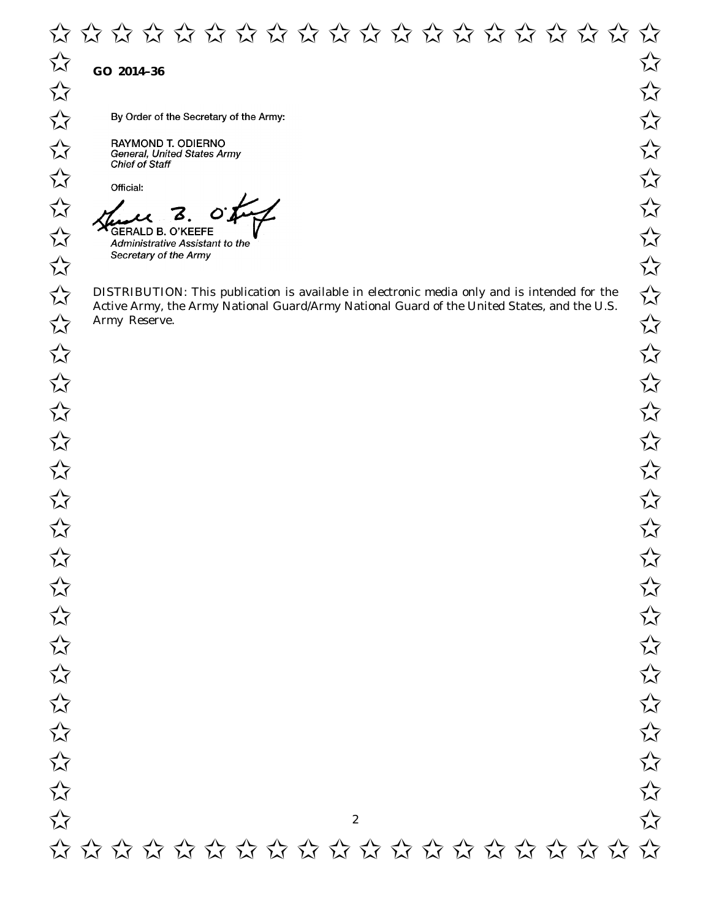**GO 2014–36**

By Order of the Secretary of the Army:

RAYMOND T. ODIERNO
*General, United States Army*
*Chief of Staff*

Official:

GERALD B. O'KEEFE
*Administrative Assistant to the*
*Secretary of the Army*

DISTRIBUTION: This publication is available in electronic media only and is intended for the Active Army, the Army National Guard/Army National Guard of the United States, and the U.S. Army Reserve.